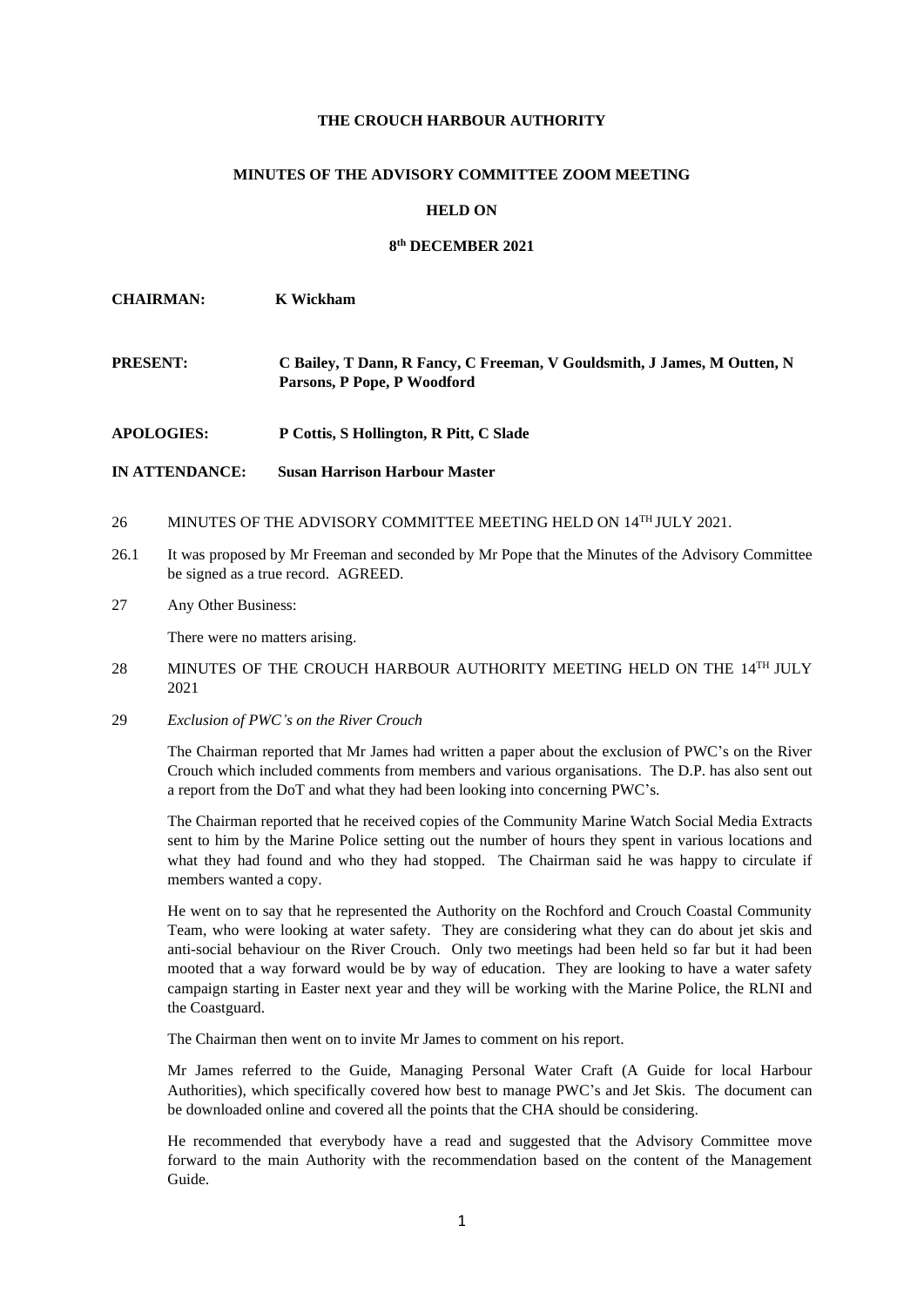**THE CROUCH HARBOUR AUTHORITY**

**MINUTES OF THE ADVISORY COMMITTEE ZOOM MEETING**

**HELD ON**

**8th DECEMBER 2021**

**CHAIRMAN:** **K Wickham**

**PRESENT:** **C Bailey, T Dann, R Fancy, C Freeman, V Gouldsmith, J James, M Outten, N Parsons, P Pope, P Woodford**

**APOLOGIES:** **P Cottis, S Hollington, R Pitt, C Slade**

**IN ATTENDANCE:** **Susan Harrison Harbour Master**

26 MINUTES OF THE ADVISORY COMMITTEE MEETING HELD ON 14TH JULY 2021.

26.1 It was proposed by Mr Freeman and seconded by Mr Pope that the Minutes of the Advisory Committee be signed as a true record. AGREED.

27 Any Other Business:

There were no matters arising.

28 MINUTES OF THE CROUCH HARBOUR AUTHORITY MEETING HELD ON THE 14TH JULY 2021

29 *Exclusion of PWC's on the River Crouch*

The Chairman reported that Mr James had written a paper about the exclusion of PWC's on the River Crouch which included comments from members and various organisations. The D.P. has also sent out a report from the DoT and what they had been looking into concerning PWC's.

The Chairman reported that he received copies of the Community Marine Watch Social Media Extracts sent to him by the Marine Police setting out the number of hours they spent in various locations and what they had found and who they had stopped. The Chairman said he was happy to circulate if members wanted a copy.

He went on to say that he represented the Authority on the Rochford and Crouch Coastal Community Team, who were looking at water safety. They are considering what they can do about jet skis and anti-social behaviour on the River Crouch. Only two meetings had been held so far but it had been mooted that a way forward would be by way of education. They are looking to have a water safety campaign starting in Easter next year and they will be working with the Marine Police, the RLNI and the Coastguard.

The Chairman then went on to invite Mr James to comment on his report.

Mr James referred to the Guide, Managing Personal Water Craft (A Guide for local Harbour Authorities), which specifically covered how best to manage PWC's and Jet Skis. The document can be downloaded online and covered all the points that the CHA should be considering.

He recommended that everybody have a read and suggested that the Advisory Committee move forward to the main Authority with the recommendation based on the content of the Management Guide.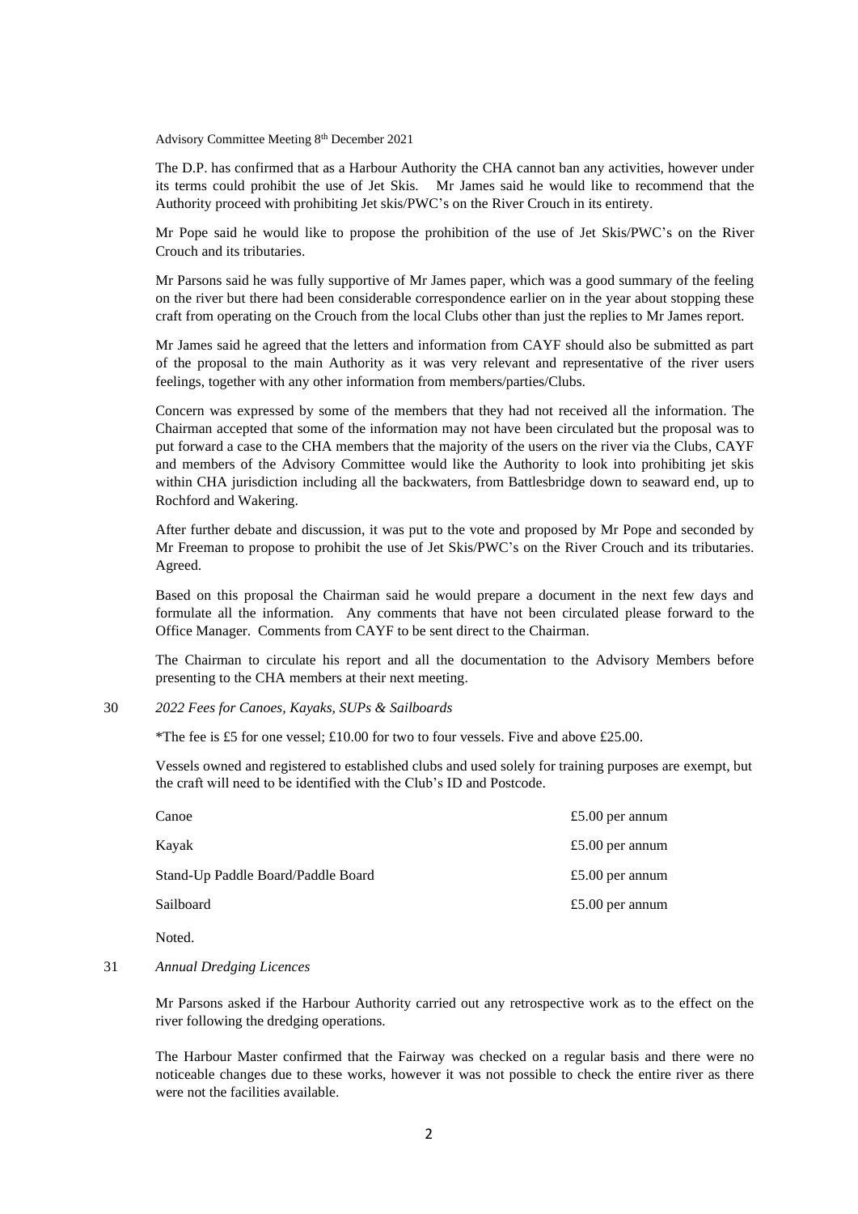Advisory Committee Meeting 8th December 2021

The D.P. has confirmed that as a Harbour Authority the CHA cannot ban any activities, however under its terms could prohibit the use of Jet Skis. Mr James said he would like to recommend that the Authority proceed with prohibiting Jet skis/PWC's on the River Crouch in its entirety.

Mr Pope said he would like to propose the prohibition of the use of Jet Skis/PWC's on the River Crouch and its tributaries.

Mr Parsons said he was fully supportive of Mr James paper, which was a good summary of the feeling on the river but there had been considerable correspondence earlier on in the year about stopping these craft from operating on the Crouch from the local Clubs other than just the replies to Mr James report.

Mr James said he agreed that the letters and information from CAYF should also be submitted as part of the proposal to the main Authority as it was very relevant and representative of the river users feelings, together with any other information from members/parties/Clubs.

Concern was expressed by some of the members that they had not received all the information. The Chairman accepted that some of the information may not have been circulated but the proposal was to put forward a case to the CHA members that the majority of the users on the river via the Clubs, CAYF and members of the Advisory Committee would like the Authority to look into prohibiting jet skis within CHA jurisdiction including all the backwaters, from Battlesbridge down to seaward end, up to Rochford and Wakering.

After further debate and discussion, it was put to the vote and proposed by Mr Pope and seconded by Mr Freeman to propose to prohibit the use of Jet Skis/PWC's on the River Crouch and its tributaries. Agreed.

Based on this proposal the Chairman said he would prepare a document in the next few days and formulate all the information. Any comments that have not been circulated please forward to the Office Manager. Comments from CAYF to be sent direct to the Chairman.

The Chairman to circulate his report and all the documentation to the Advisory Members before presenting to the CHA members at their next meeting.

30 *2022 Fees for Canoes, Kayaks, SUPs & Sailboards*

*The fee is £5 for one vessel; £10.00 for two to four vessels. Five and above £25.00.

Vessels owned and registered to established clubs and used solely for training purposes are exempt, but the craft will need to be identified with the Club's ID and Postcode.

| | |
|---|---|
| Canoe | £5.00 per annum |
| Kayak | £5.00 per annum |
| Stand-Up Paddle Board/Paddle Board | £5.00 per annum |
| Sailboard | £5.00 per annum |

Noted.

31 *Annual Dredging Licences*

Mr Parsons asked if the Harbour Authority carried out any retrospective work as to the effect on the river following the dredging operations.

The Harbour Master confirmed that the Fairway was checked on a regular basis and there were no noticeable changes due to these works, however it was not possible to check the entire river as there were not the facilities available.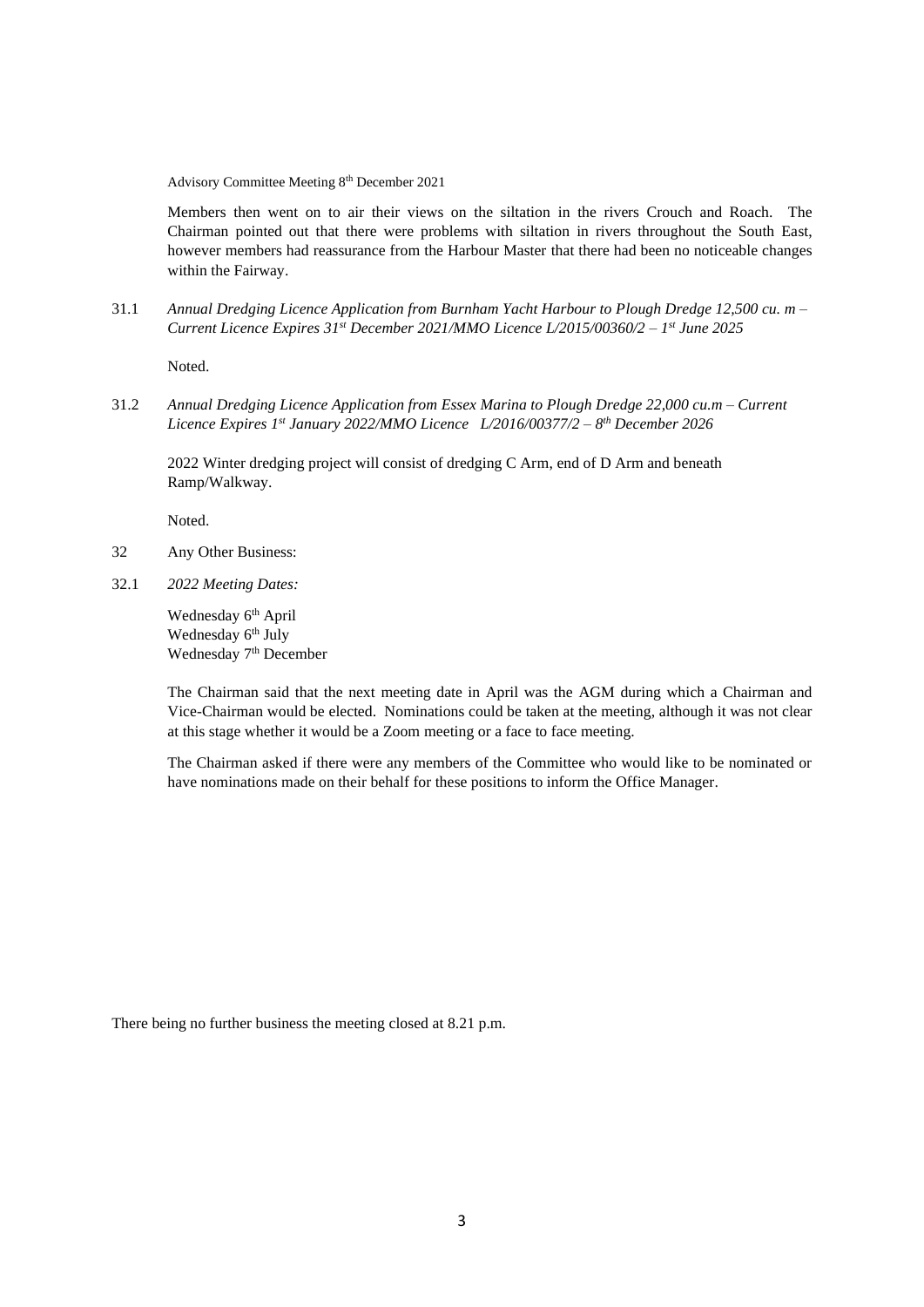Members then went on to air their views on the siltation in the rivers Crouch and Roach. The Chairman pointed out that there were problems with siltation in rivers throughout the South East, however members had reassurance from the Harbour Master that there had been no noticeable changes within the Fairway.

31.1 *Annual Dredging Licence Application from Burnham Yacht Harbour to Plough Dredge 12,500 cu. m – Current Licence Expires 31st December 2021/MMO Licence L/2015/00360/2 – 1st June 2025*

Noted.

31.2 *Annual Dredging Licence Application from Essex Marina to Plough Dredge 22,000 cu.m – Current Licence Expires 1st January 2022/MMO Licence L/2016/00377/2 – 8th December 2026*

2022 Winter dredging project will consist of dredging C Arm, end of D Arm and beneath Ramp/Walkway.

Noted.

32 Any Other Business:

32.1 *2022 Meeting Dates:*

Wednesday 6th April
Wednesday 6th July
Wednesday 7th December

The Chairman said that the next meeting date in April was the AGM during which a Chairman and Vice-Chairman would be elected. Nominations could be taken at the meeting, although it was not clear at this stage whether it would be a Zoom meeting or a face to face meeting.

The Chairman asked if there were any members of the Committee who would like to be nominated or have nominations made on their behalf for these positions to inform the Office Manager.

There being no further business the meeting closed at 8.21 p.m.